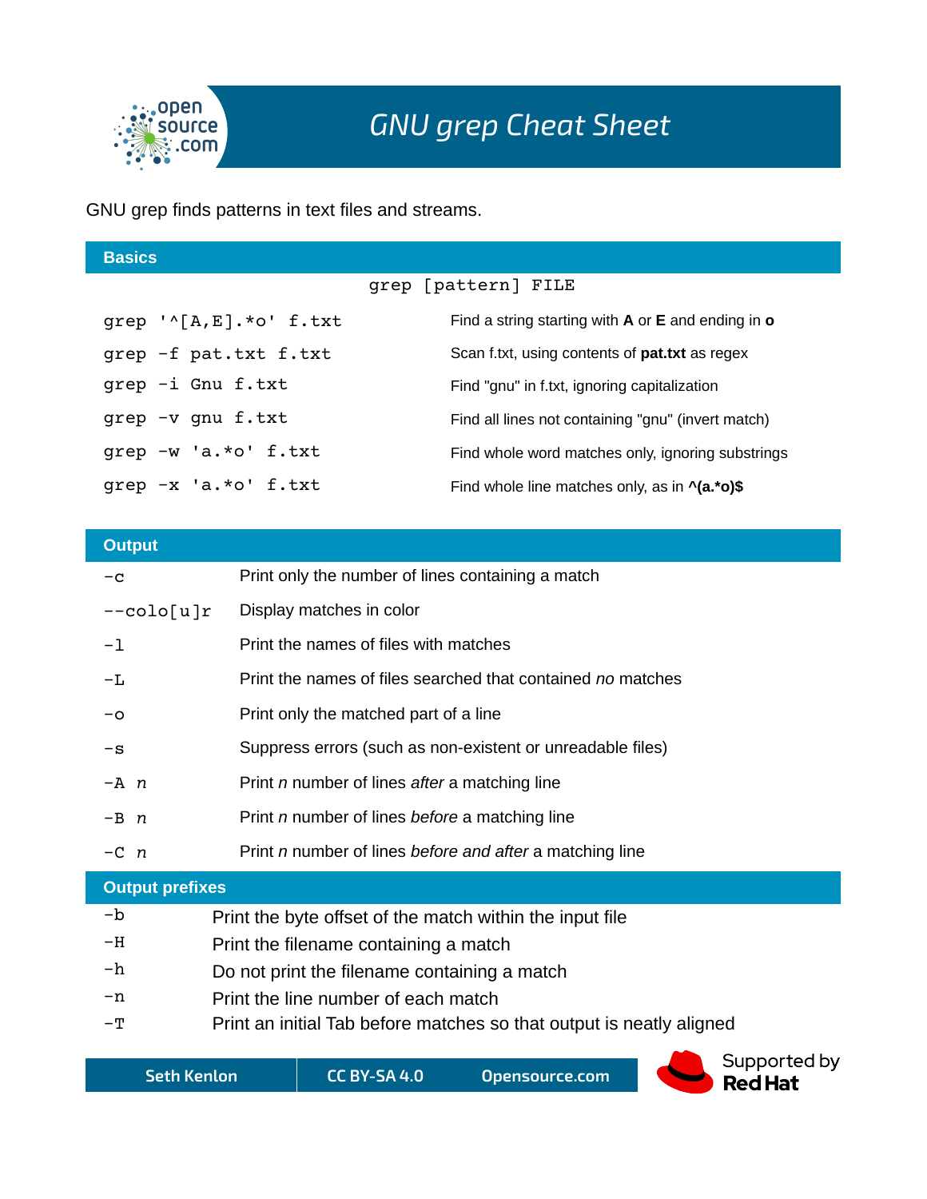# GNU grep Cheat Sheet

GNU grep finds patterns in text files and streams.

## Basics

`grep [pattern] FILE`

| Command | Description |
|---|---|
| `grep '^[A,E].*o' f.txt` | Find a string starting with **A** or **E** and ending in **o** |
| `grep -f pat.txt f.txt` | Scan f.txt, using contents of **pat.txt** as regex |
| `grep -i Gnu f.txt` | Find "gnu" in f.txt, ignoring capitalization |
| `grep -v gnu f.txt` | Find all lines not containing "gnu" (invert match) |
| `grep -w 'a.*o' f.txt` | Find whole word matches only, ignoring substrings |
| `grep -x 'a.*o' f.txt` | Find whole line matches only, as in **^(a.*o)$** |

## Output

| Option | Description |
|---|---|
| `-c` | Print only the number of lines containing a match |
| `--colo[u]r` | Display matches in color |
| `-l` | Print the names of files with matches |
| `-L` | Print the names of files searched that contained *no* matches |
| `-o` | Print only the matched part of a line |
| `-s` | Suppress errors (such as non-existent or unreadable files) |
| `-A` *n* | Print *n* number of lines *after* a matching line |
| `-B` *n* | Print *n* number of lines *before* a matching line |
| `-C` *n* | Print *n* number of lines *before and after* a matching line |

## Output prefixes

| Option | Description |
|---|---|
| `-b` | Print the byte offset of the match within the input file |
| `-H` | Print the filename containing a match |
| `-h` | Do not print the filename containing a match |
| `-n` | Print the line number of each match |
| `-T` | Print an initial Tab before matches so that output is neatly aligned |

Seth Kenlon | CC BY-SA 4.0 | Opensource.com

Supported by Red Hat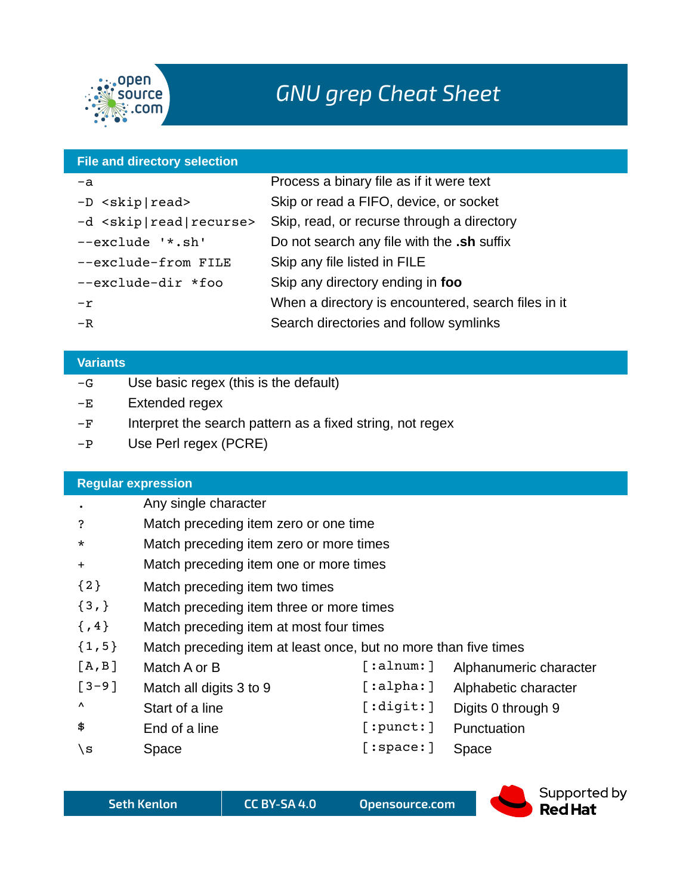# GNU grep Cheat Sheet

## File and directory selection

| | |
|---|---|
| `-a` | Process a binary file as if it were text |
| `-D <skip|read>` | Skip or read a FIFO, device, or socket |
| `-d <skip|read|recurse>` | Skip, read, or recurse through a directory |
| `--exclude '*.sh'` | Do not search any file with the **.sh** suffix |
| `--exclude-from FILE` | Skip any file listed in FILE |
| `--exclude-dir *foo` | Skip any directory ending in **foo** |
| `-r` | When a directory is encountered, search files in it |
| `-R` | Search directories and follow symlinks |

## Variants

| | |
|---|---|
| `-G` | Use basic regex (this is the default) |
| `-E` | Extended regex |
| `-F` | Interpret the search pattern as a fixed string, not regex |
| `-P` | Use Perl regex (PCRE) |

## Regular expression

| | |
|---|---|
| `.` | Any single character |
| `?` | Match preceding item zero or one time |
| `*` | Match preceding item zero or more times |
| `+` | Match preceding item one or more times |
| `{2}` | Match preceding item two times |
| `{3,}` | Match preceding item three or more times |
| `{,4}` | Match preceding item at most four times |
| `{1,5}` | Match preceding item at least once, but no more than five times |

| | | | |
|---|---|---|---|
| `[A,B]` | Match A or B | `[:alnum:]` | Alphanumeric character |
| `[3-9]` | Match all digits 3 to 9 | `[:alpha:]` | Alphabetic character |
| `^` | Start of a line | `[:digit:]` | Digits 0 through 9 |
| `$` | End of a line | `[:punct:]` | Punctuation |
| `\s` | Space | `[:space:]` | Space |

Seth Kenlon | CC BY-SA 4.0 | Opensource.com

Supported by Red Hat